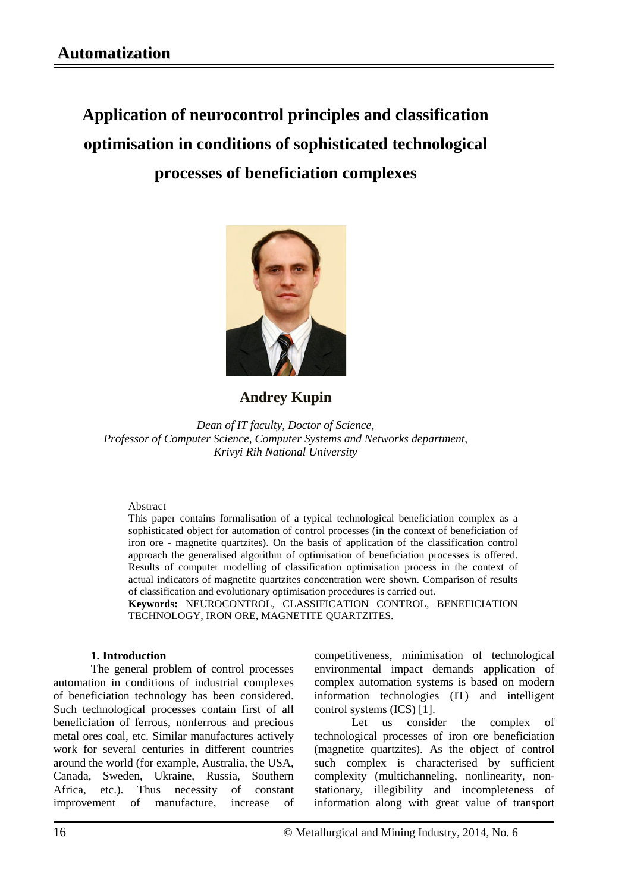# Automatization

## Application of neurocontrol principles and classification optimisation in conditions of sophisticated technological processes of beneficiation complexes

**Andrey Kupin**

*Dean of IT faculty, Doctor of Science,*
*Professor of Computer Science, Computer Systems and Networks department,*
*Krivyi Rih National University*

Abstract

This paper contains formalisation of a typical technological beneficiation complex as a sophisticated object for automation of control processes (in the context of beneficiation of iron ore - magnetite quartzites). On the basis of application of the classification control approach the generalised algorithm of optimisation of beneficiation processes is offered. Results of computer modelling of classification optimisation process in the context of actual indicators of magnetite quartzites concentration were shown. Comparison of results of classification and evolutionary optimisation procedures is carried out.

**Keywords:** NEUROCONTROL, CLASSIFICATION CONTROL, BENEFICIATION TECHNOLOGY, IRON ORE, MAGNETITE QUARTZITES.

### 1. Introduction

The general problem of control processes automation in conditions of industrial complexes of beneficiation technology has been considered. Such technological processes contain first of all beneficiation of ferrous, nonferrous and precious metal ores coal, etc. Similar manufactures actively work for several centuries in different countries around the world (for example, Australia, the USA, Canada, Sweden, Ukraine, Russia, Southern Africa, etc.). Thus necessity of constant improvement of manufacture, increase of competitiveness, minimisation of technological environmental impact demands application of complex automation systems is based on modern information technologies (IT) and intelligent control systems (ICS) [1].

Let us consider the complex of technological processes of iron ore beneficiation (magnetite quartzites). As the object of control such complex is characterised by sufficient complexity (multichanneling, nonlinearity, non-stationary, illegibility and incompleteness of information along with great value of transport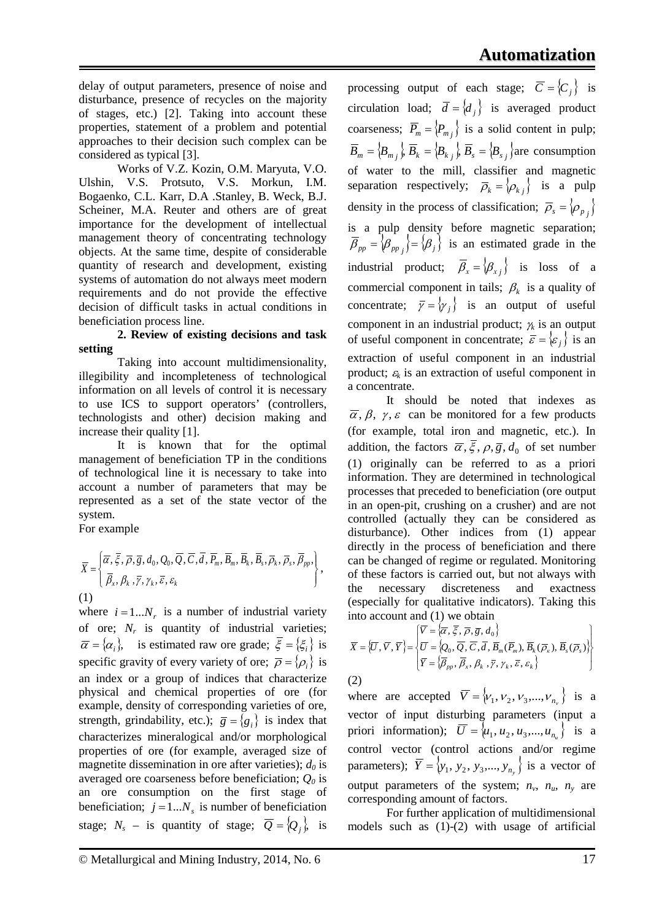delay of output parameters, presence of noise and disturbance, presence of recycles on the majority of stages, etc.) [2]. Taking into account these properties, statement of a problem and potential approaches to their decision such complex can be considered as typical [3].

Works of V.Z. Kozin, O.M. Maryuta, V.O. Ulshin, V.S. Protsuto, V.S. Morkun, I.M. Bogaenko, C.L. Karr, D.A .Stanley, B. Weck, B.J. Scheiner, M.A. Reuter and others are of great importance for the development of intellectual management theory of concentrating technology objects. At the same time, despite of considerable quantity of research and development, existing systems of automation do not always meet modern requirements and do not provide the effective decision of difficult tasks in actual conditions in beneficiation process line.

**2. Review of existing decisions and task setting**

Taking into account multidimensionality, illegibility and incompleteness of technological information on all levels of control it is necessary to use ICS to support operators' (controllers, technologists and other) decision making and increase their quality [1].

It is known that for the optimal management of beneficiation TP in the conditions of technological line it is necessary to take into account a number of parameters that may be represented as a set of the state vector of the system.

For example

$$\overline{X} = \left\{ \begin{matrix} \overline{\alpha}, \overline{\xi}, \overline{\rho}, \overline{g}, d_0, Q_0, \overline{Q}, \overline{C}, \overline{d}, \overline{P}_m, \overline{B}_m, \overline{B}_k, \overline{B}_s, \overline{\rho}_k, \overline{\rho}_s, \overline{\beta}_{pp}, \\ \overline{\beta}_x, \beta_k, \overline{\gamma}, \gamma_k, \overline{\varepsilon}, \varepsilon_k \end{matrix} \right\}, \quad (1)$$

where $i = 1...N_r$ is a number of industrial variety of ore; $N_r$ is quantity of industrial varieties; $\overline{\alpha} = \{\alpha_i\}$, is estimated raw ore grade; $\overline{\xi} = \{\xi_i\}$ is specific gravity of every variety of ore; $\overline{\rho} = \{\rho_i\}$ is an index or a group of indices that characterize physical and chemical properties of ore (for example, density of corresponding varieties of ore, strength, grindability, etc.); $\overline{g} = \{g_i\}$ is index that characterizes mineralogical and/or morphological properties of ore (for example, averaged size of magnetite dissemination in ore after varieties); $d_0$ is averaged ore coarseness before beneficiation; $Q_0$ is an ore consumption on the first stage of beneficiation; $j = 1...N_s$ is number of beneficiation stage; $N_s$ – is quantity of stage; $\overline{Q} = \{Q_j\}$, is processing output of each stage; $\overline{C} = \{C_j\}$ is circulation load; $\overline{d} = \{d_j\}$ is averaged product coarseness; $\overline{P}_m = \{P_{mj}\}$ is a solid content in pulp; $\overline{B}_m = \{B_{mj}\}$, $\overline{B}_k = \{B_{kj}\}$, $\overline{B}_s = \{B_{sj}\}$ are consumption of water to the mill, classifier and magnetic separation respectively; $\overline{\rho}_k = \{\rho_{kj}\}$ is a pulp density in the process of classification; $\overline{\rho}_s = \{\rho_{pj}\}$ is a pulp density before magnetic separation; $\overline{\beta}_{pp} = \{\beta_{ppj}\} = \{\beta_j\}$ is an estimated grade in the industrial product; $\overline{\beta}_x = \{\beta_{xj}\}$ is loss of a commercial component in tails; $\beta_k$ is a quality of concentrate; $\overline{\gamma} = \{\gamma_j\}$ is an output of useful component in an industrial product; $\gamma_k$ is an output of useful component in concentrate; $\overline{\varepsilon} = \{\varepsilon_j\}$ is an extraction of useful component in an industrial product; $\varepsilon_k$ is an extraction of useful component in a concentrate.

It should be noted that indexes as $\overline{\alpha}, \beta, \gamma, \varepsilon$ can be monitored for a few products (for example, total iron and magnetic, etc.). In addition, the factors $\overline{\alpha}, \overline{\xi}, \rho, \overline{g}, d_0$ of set number (1) originally can be referred to as a priori information. They are determined in technological processes that preceded to beneficiation (ore output in an open-pit, crushing on a crusher) and are not controlled (actually they can be considered as disturbance). Other indices from (1) appear directly in the process of beneficiation and there can be changed of regime or regulated. Monitoring of these factors is carried out, but not always with the necessary discreteness and exactness (especially for qualitative indicators). Taking this into account and (1) we obtain

$$\overline{X} = \{\overline{U}, \overline{V}, \overline{Y}\} = \left\{ \begin{array}{l} \overline{V} = \{\overline{\alpha}, \overline{\xi}, \overline{\rho}, \overline{g}, d_0\} \\ \overline{U} = \{Q_0, \overline{Q}, \overline{C}, \overline{d}, \overline{B}_m(\overline{P}_m), \overline{B}_k(\overline{\rho}_k), \overline{B}_s(\overline{\rho}_s)\} \\ \overline{Y} = \{\overline{\beta}_{pp}, \overline{\beta}_x, \beta_k, \overline{\gamma}, \gamma_k, \overline{\varepsilon}, \varepsilon_k\} \end{array} \right\} \quad (2)$$

where are accepted $\overline{V} = \{v_1, v_2, v_3, ..., v_{n_v}\}$ is a vector of input disturbing parameters (input a priori information); $\overline{U} = \{u_1, u_2, u_3, ..., u_{n_u}\}$ is a control vector (control actions and/or regime parameters); $\overline{Y} = \{y_1, y_2, y_3, ..., y_{n_y}\}$ is a vector of output parameters of the system; $n_v$, $n_u$, $n_y$ are corresponding amount of factors.

For further application of multidimensional models such as (1)-(2) with usage of artificial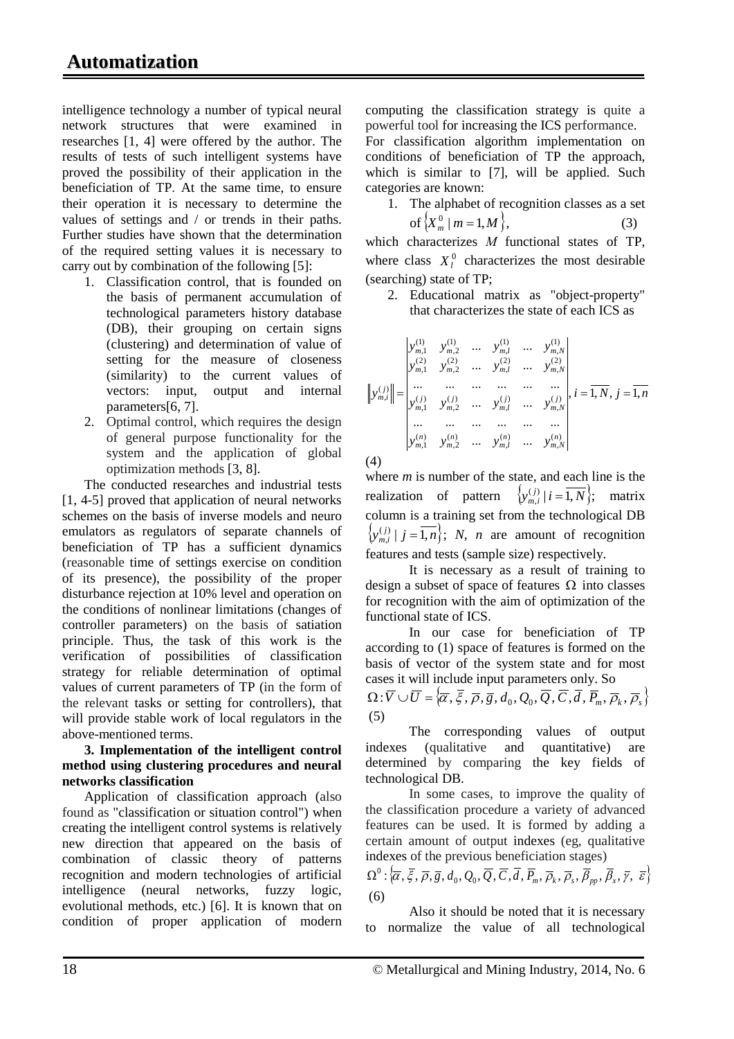intelligence technology a number of typical neural network structures that were examined in researches [1, 4] were offered by the author. The results of tests of such intelligent systems have proved the possibility of their application in the beneficiation of TP. At the same time, to ensure their operation it is necessary to determine the values of settings and / or trends in their paths. Further studies have shown that the determination of the required setting values it is necessary to carry out by combination of the following [5]:

1. Classification control, that is founded on the basis of permanent accumulation of technological parameters history database (DB), their grouping on certain signs (clustering) and determination of value of setting for the measure of closeness (similarity) to the current values of vectors: input, output and internal parameters[6, 7].
2. Optimal control, which requires the design of general purpose functionality for the system and the application of global optimization methods [3, 8].

The conducted researches and industrial tests [1, 4-5] proved that application of neural networks schemes on the basis of inverse models and neuro emulators as regulators of separate channels of beneficiation of TP has a sufficient dynamics (reasonable time of settings exercise on condition of its presence), the possibility of the proper disturbance rejection at 10% level and operation on the conditions of nonlinear limitations (changes of controller parameters) on the basis of satiation principle. Thus, the task of this work is the verification of possibilities of classification strategy for reliable determination of optimal values of current parameters of TP (in the form of the relevant tasks or setting for controllers), that will provide stable work of local regulators in the above-mentioned terms.

**3. Implementation of the intelligent control method using clustering procedures and neural networks classification**

Application of classification approach (also found as "classification or situation control") when creating the intelligent control systems is relatively new direction that appeared on the basis of combination of classic theory of patterns recognition and modern technologies of artificial intelligence (neural networks, fuzzy logic, evolutional methods, etc.) [6]. It is known that on condition of proper application of modern computing the classification strategy is quite a powerful tool for increasing the ICS performance.

For classification algorithm implementation on conditions of beneficiation of TP the approach, which is similar to [7], will be applied. Such categories are known:

1. The alphabet of recognition classes as a set of $\left\{X_m^0 \mid m = \overline{1, M}\right\}$, (3)

which characterizes $M$ functional states of TP, where class $X_l^0$ characterizes the most desirable (searching) state of TP;

2. Educational matrix as "object-property" that characterizes the state of each ICS as

$$\left\| y_{m,i}^{(j)} \right\| = \begin{vmatrix} y_{m,1}^{(1)} & y_{m,2}^{(1)} & \dots & y_{m,l}^{(1)} & \dots & y_{m,N}^{(1)} \\ y_{m,1}^{(2)} & y_{m,2}^{(2)} & \dots & y_{m,l}^{(2)} & \dots & y_{m,N}^{(2)} \\ \dots & \dots & \dots & \dots & \dots & \dots \\ y_{m,1}^{(j)} & y_{m,2}^{(j)} & \dots & y_{m,l}^{(j)} & \dots & y_{m,N}^{(j)} \\ \dots & \dots & \dots & \dots & \dots & \dots \\ y_{m,1}^{(n)} & y_{m,2}^{(n)} & \dots & y_{m,l}^{(n)} & \dots & y_{m,N}^{(n)} \end{vmatrix}, i = \overline{1, N}, j = \overline{1, n}$$

(4)

where *m* is number of the state, and each line is the realization of pattern $\left\{y_{m,i}^{(j)} \mid i = \overline{1, N}\right\}$; matrix column is a training set from the technological DB $\left\{y_{m,i}^{(j)} \mid j = \overline{1, n}\right\}$; $N$, $n$ are amount of recognition features and tests (sample size) respectively.

It is necessary as a result of training to design a subset of space of features $\Omega$ into classes for recognition with the aim of optimization of the functional state of ICS.

In our case for beneficiation of TP according to (1) space of features is formed on the basis of vector of the system state and for most cases it will include input parameters only. So

$$\Omega : \overline{V} \cup \overline{U} = \left\{\overline{\alpha}, \overline{\xi}, \overline{\rho}, \overline{g}, d_0, Q_0, \overline{Q}, \overline{C}, \overline{d}, \overline{P}_m, \overline{\rho}_k, \overline{\rho}_s\right\}$$

(5)

The corresponding values of output indexes (qualitative and quantitative) are determined by comparing the key fields of technological DB.

In some cases, to improve the quality of the classification procedure a variety of advanced features can be used. It is formed by adding a certain amount of output indexes (eg, qualitative indexes of the previous beneficiation stages)

$$\Omega^0 : \left\{\overline{\alpha}, \overline{\xi}, \overline{\rho}, \overline{g}, d_0, Q_0, \overline{Q}, \overline{C}, \overline{d}, \overline{P}_m, \overline{\rho}_k, \overline{\rho}_s, \overline{\beta}_{pp}, \overline{\beta}_x, \overline{\gamma}, \overline{\varepsilon}\right\}$$

(6)

Also it should be noted that it is necessary to normalize the value of all technological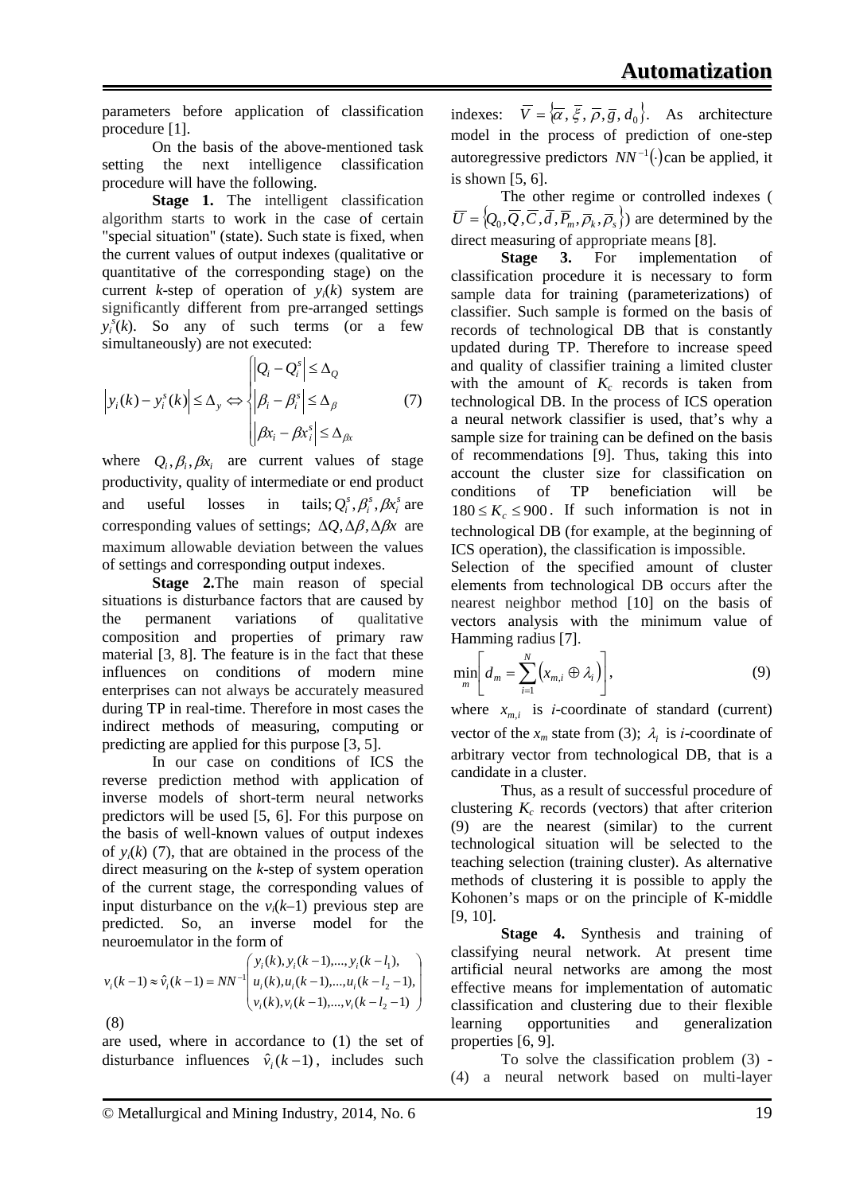parameters before application of classification procedure [1].

On the basis of the above-mentioned task setting the next intelligence classification procedure will have the following.

**Stage 1.** The intelligent classification algorithm starts to work in the case of certain "special situation" (state). Such state is fixed, when the current values of output indexes (qualitative or quantitative of the corresponding stage) on the current $k$-step of operation of $y_i(k)$ system are significantly different from pre-arranged settings $y_i^s(k)$. So any of such terms (or a few simultaneously) are not executed:

$$\left|y_i(k)-y_i^s(k)\right|\le\Delta_y \Leftrightarrow \begin{cases}\left|Q_i-Q_i^s\right|\le\Delta_Q\\ \left|\beta_i-\beta_i^s\right|\le\Delta_\beta\\ \left|\beta x_i-\beta x_i^s\right|\le\Delta_{\beta x}\end{cases} \qquad (7)$$

where $Q_i,\beta_i,\beta x_i$ are current values of stage productivity, quality of intermediate or end product and useful losses in tails; $Q_i^s,\beta_i^s,\beta x_i^s$ are corresponding values of settings; $\Delta Q,\Delta\beta,\Delta\beta x$ are maximum allowable deviation between the values of settings and corresponding output indexes.

**Stage 2.** The main reason of special situations is disturbance factors that are caused by the permanent variations of qualitative composition and properties of primary raw material [3, 8]. The feature is in the fact that these influences on conditions of modern mine enterprises can not always be accurately measured during TP in real-time. Therefore in most cases the indirect methods of measuring, computing or predicting are applied for this purpose [3, 5].

In our case on conditions of ICS the reverse prediction method with application of inverse models of short-term neural networks predictors will be used [5, 6]. For this purpose on the basis of well-known values of output indexes of $y_i(k)$ (7), that are obtained in the process of the direct measuring on the $k$-step of system operation of the current stage, the corresponding values of input disturbance on the $v_i(k–1)$ previous step are predicted. So, an inverse model for the neuroemulator in the form of

$$v_i(k-1)\approx\hat{v}_i(k-1)=NN^{-1}\begin{pmatrix}y_i(k),y_i(k-1),...,y_i(k-l_1),\\ u_i(k),u_i(k-1),...,u_i(k-l_2-1),\\ v_i(k),v_i(k-1),...,v_i(k-l_2-1)\end{pmatrix} \qquad (8)$$

are used, where in accordance to (1) the set of disturbance influences $\hat{v}_i(k-1)$, includes such indexes: $\overline{V}=\{\overline{\alpha},\overline{\xi},\overline{\rho},\overline{g},d_0\}$. As architecture model in the process of prediction of one-step autoregressive predictors $NN^{-1}(\cdot)$ can be applied, it is shown [5, 6].

The other regime or controlled indexes ($\overline{U}=\{Q_0,\overline{Q},\overline{C},\overline{d},\overline{P}_m,\overline{\rho}_k,\overline{\rho}_s\}$) are determined by the direct measuring of appropriate means [8].

**Stage 3.** For implementation of classification procedure it is necessary to form sample data for training (parameterizations) of classifier. Such sample is formed on the basis of records of technological DB that is constantly updated during TP. Therefore to increase speed and quality of classifier training a limited cluster with the amount of $K_c$ records is taken from technological DB. In the process of ICS operation a neural network classifier is used, that's why a sample size for training can be defined on the basis of recommendations [9]. Thus, taking this into account the cluster size for classification on conditions of TP beneficiation will be $180\le K_c\le 900$. If such information is not in technological DB (for example, at the beginning of ICS operation), the classification is impossible.

Selection of the specified amount of cluster elements from technological DB occurs after the nearest neighbor method [10] on the basis of vectors analysis with the minimum value of Hamming radius [7].

$$\min_m\left[d_m=\sum_{i=1}^{N}\left(x_{m,i}\oplus\lambda_i\right)\right], \qquad (9)$$

where $x_{m,i}$ is $i$-coordinate of standard (current) vector of the $x_m$ state from (3); $\lambda_i$ is $i$-coordinate of arbitrary vector from technological DB, that is a candidate in a cluster.

Thus, as a result of successful procedure of clustering $K_c$ records (vectors) that after criterion (9) are the nearest (similar) to the current technological situation will be selected to the teaching selection (training cluster). As alternative methods of clustering it is possible to apply the Kohonen's maps or on the principle of K-middle [9, 10].

**Stage 4.** Synthesis and training of classifying neural network. At present time artificial neural networks are among the most effective means for implementation of automatic classification and clustering due to their flexible learning opportunities and generalization properties [6, 9].

To solve the classification problem (3) - (4) a neural network based on multi-layer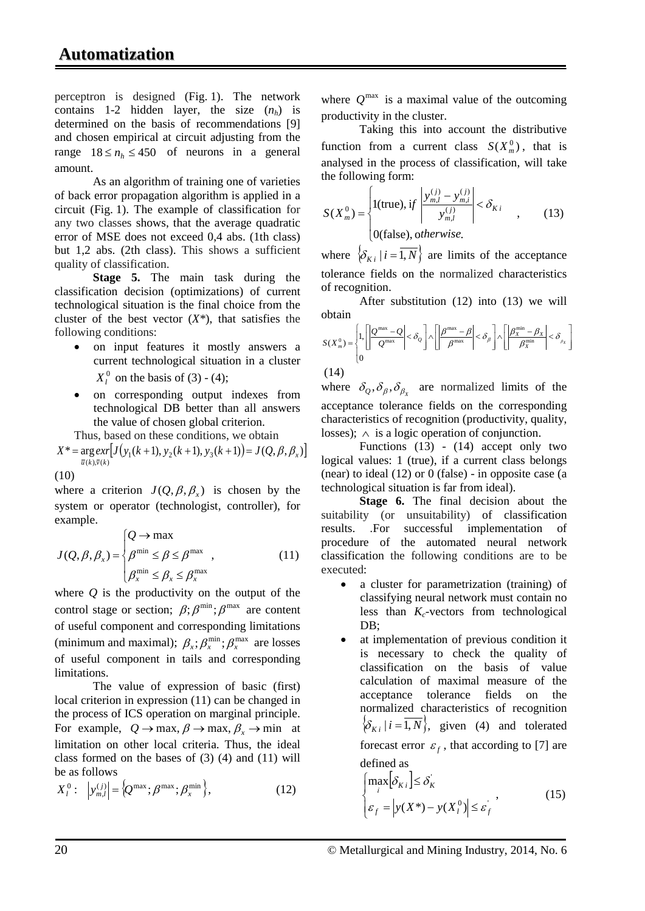perceptron is designed (Fig. 1). The network contains 1-2 hidden layer, the size ($n_h$) is determined on the basis of recommendations [9] and chosen empirical at circuit adjusting from the range $18 \le n_h \le 450$ of neurons in a general amount.

As an algorithm of training one of varieties of back error propagation algorithm is applied in a circuit (Fig. 1). The example of classification for any two classes shows, that the average quadratic error of MSE does not exceed 0,4 abs. (1th class) but 1,2 abs. (2th class). This shows a sufficient quality of classification.

**Stage 5.** The main task during the classification decision (optimizations) of current technological situation is the final choice from the cluster of the best vector ($X^*$), that satisfies the following conditions:

- on input features it mostly answers a current technological situation in a cluster $X_l^0$ on the basis of (3) - (4);
- on corresponding output indexes from technological DB better than all answers the value of chosen global criterion.

Thus, based on these conditions, we obtain

$$X^* = \underset{\overline{u}(k), \overline{v}(k)}{\arg exr}\left[J\left(y_1(k+1), y_2(k+1), y_3(k+1)\right) = J(Q, \beta, \beta_x)\right] \quad (10)$$

where a criterion $J(Q, \beta, \beta_x)$ is chosen by the system or operator (technologist, controller), for example.

$$J(Q, \beta, \beta_x) = \begin{cases} Q \to \max \\ \beta^{\min} \le \beta \le \beta^{\max} \\ \beta_x^{\min} \le \beta_x \le \beta_x^{\max} \end{cases}, \quad (11)$$

where $Q$ is the productivity on the output of the control stage or section; $\beta; \beta^{\min}; \beta^{\max}$ are content of useful component and corresponding limitations (minimum and maximal); $\beta_x; \beta_x^{\min}; \beta_x^{\max}$ are losses of useful component in tails and corresponding limitations.

The value of expression of basic (first) local criterion in expression (11) can be changed in the process of ICS operation on marginal principle. For example, $Q \to \max, \beta \to \max, \beta_x \to \min$ at limitation on other local criteria. Thus, the ideal class formed on the bases of (3) (4) and (11) will be as follows

$$X_l^0: \quad \left|y_{m,l}^{(j)}\right| = \left\{Q^{\max}; \beta^{\max}; \beta_x^{\min}\right\}, \quad (12)$$

where $Q^{\max}$ is a maximal value of the outcoming productivity in the cluster.

Taking this into account the distributive function from a current class $S(X_m^0)$, that is analysed in the process of classification, will take the following form:

$$S(X_m^0) = \begin{cases} 1(\text{true}), \text{ if } \left|\dfrac{y_{m,l}^{(j)} - y_{m,i}^{(j)}}{y_{m,l}^{(j)}}\right| < \delta_{Ki} \\ 0(\text{false}), \text{ otherwise.} \end{cases}, \quad (13)$$

where $\left\{\delta_{Ki} \mid i = \overline{1, N}\right\}$ are limits of the acceptance tolerance fields on the normalized characteristics of recognition.

After substitution (12) into (13) we will obtain

$$S(X_m^0) = \begin{cases} 1, \left[\left|\dfrac{Q^{\max} - Q}{Q^{\max}}\right| < \delta_Q\right] \wedge \left[\left|\dfrac{\beta^{\max} - \beta}{\beta^{\max}}\right| < \delta_\beta\right] \wedge \left[\left|\dfrac{\beta_X^{\min} - \beta_X}{\beta_X^{\min}}\right| < \delta_{\beta_X}\right] \\ 0 \end{cases} \quad (14)$$

where $\delta_Q, \delta_\beta, \delta_{\beta_x}$ are normalized limits of the acceptance tolerance fields on the corresponding characteristics of recognition (productivity, quality, losses); $\wedge$ is a logic operation of conjunction.

Functions (13) - (14) accept only two logical values: 1 (true), if a current class belongs (near) to ideal (12) or 0 (false) - in opposite case (a technological situation is far from ideal).

**Stage 6.** The final decision about the suitability (or unsuitability) of classification results. .For successful implementation of procedure of the automated neural network classification the following conditions are to be executed:

- a cluster for parametrization (training) of classifying neural network must contain no less than $K_c$-vectors from technological DB;
- at implementation of previous condition it is necessary to check the quality of classification on the basis of value calculation of maximal measure of the acceptance tolerance fields on the normalized characteristics of recognition $\left\{\delta_{Ki} \mid i = \overline{1, N}\right\}$, given (4) and tolerated forecast error $\varepsilon_f$, that according to [7] are defined as

$$\begin{cases} \max\limits_i \left[\delta_{Ki}\right] \le \delta_K^{'} \\ \varepsilon_f = \left|y(X^*) - y(X_l^0)\right| \le \varepsilon_f^{'} \end{cases}, \quad (15)$$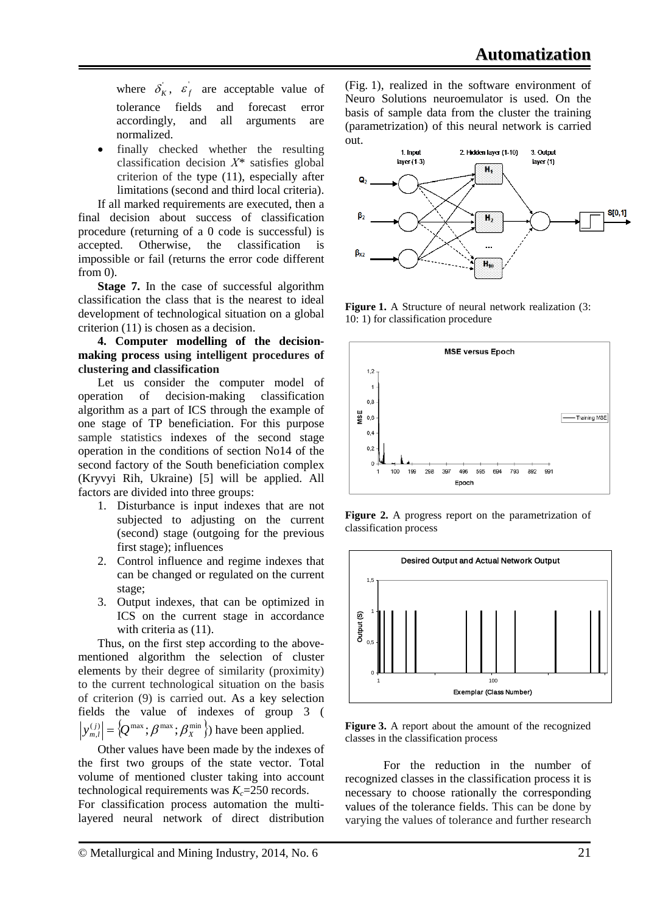where $\delta_K^{'}$, $\varepsilon_f^{'}$ are acceptable value of tolerance fields and forecast error accordingly, and all arguments are normalized.

- finally checked whether the resulting classification decision $X^*$ satisfies global criterion of the type (11), especially after limitations (second and third local criteria).

If all marked requirements are executed, then a final decision about success of classification procedure (returning of a 0 code is successful) is accepted. Otherwise, the classification is impossible or fail (returns the error code different from 0).

**Stage 7.** In the case of successful algorithm classification the class that is the nearest to ideal development of technological situation on a global criterion (11) is chosen as a decision.

**4. Computer modelling of the decision-making process using intelligent procedures of clustering and classification**

Let us consider the computer model of operation of decision-making classification algorithm as a part of ICS through the example of one stage of TP beneficiation. For this purpose sample statistics indexes of the second stage operation in the conditions of section No14 of the second factory of the South beneficiation complex (Kryvyi Rih, Ukraine) [5] will be applied. All factors are divided into three groups:

1. Disturbance is input indexes that are not subjected to adjusting on the current (second) stage (outgoing for the previous first stage); influences
2. Control influence and regime indexes that can be changed or regulated on the current stage;
3. Output indexes, that can be optimized in ICS on the current stage in accordance with criteria as (11).

Thus, on the first step according to the above-mentioned algorithm the selection of cluster elements by their degree of similarity (proximity) to the current technological situation on the basis of criterion (9) is carried out. As a key selection fields the value of indexes of group 3 ($\left|y_{m,l}^{(j)}\right| = \left\{Q^{\max}; \beta^{\max}; \beta_X^{\min}\right\}$) have been applied.

Other values have been made by the indexes of the first two groups of the state vector. Total volume of mentioned cluster taking into account technological requirements was $K_c$=250 records.

For classification process automation the multi-layered neural network of direct distribution (Fig. 1), realized in the software environment of Neuro Solutions neuroemulator is used. On the basis of sample data from the cluster the training (parametrization) of this neural network is carried out.

**Figure 1.** A Structure of neural network realization (3: 10: 1) for classification procedure

**Figure 2.** A progress report on the parametrization of classification process

**Figure 3.** A report about the amount of the recognized classes in the classification process

For the reduction in the number of recognized classes in the classification process it is necessary to choose rationally the corresponding values of the tolerance fields. This can be done by varying the values of tolerance and further research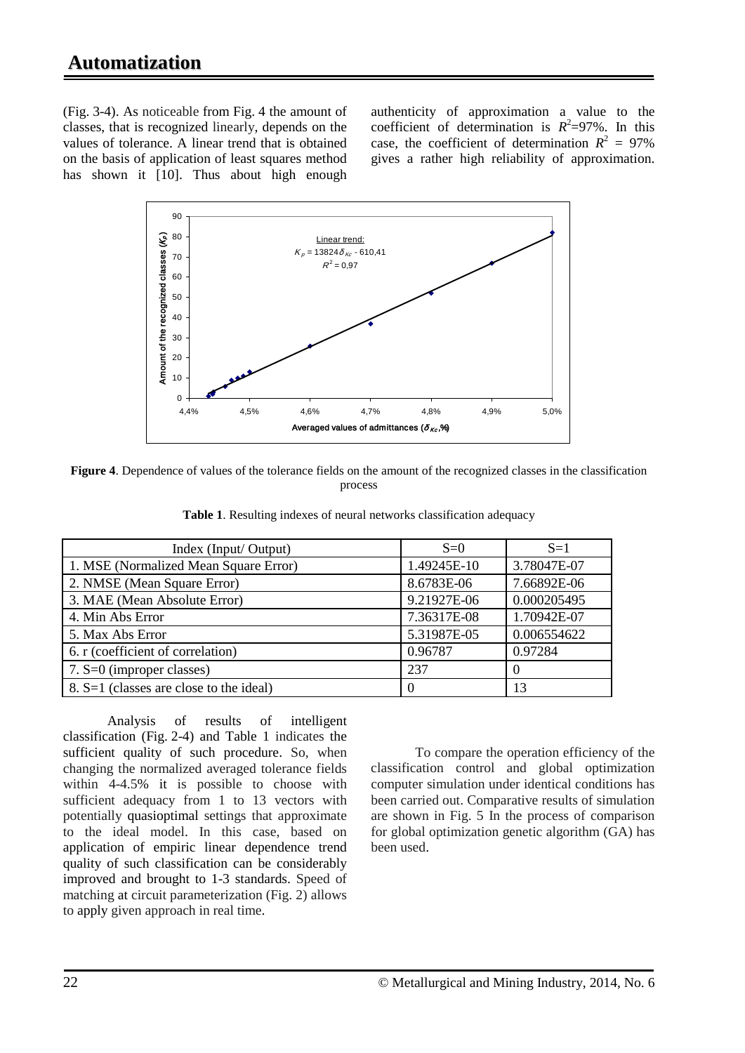(Fig. 3-4). As noticeable from Fig. 4 the amount of classes, that is recognized linearly, depends on the values of tolerance. A linear trend that is obtained on the basis of application of least squares method has shown it [10]. Thus about high enough authenticity of approximation a value to the coefficient of determination is $R^2$=97%. In this case, the coefficient of determination $R^2$ = 97% gives a rather high reliability of approximation.

**Figure 4**. Dependence of values of the tolerance fields on the amount of the recognized classes in the classification process

**Table 1**. Resulting indexes of neural networks classification adequacy

| Index (Input/ Output) | S=0 | S=1 |
|---|---|---|
| 1. MSE (Normalized Mean Square Error) | 1.49245E-10 | 3.78047E-07 |
| 2. NMSE (Mean Square Error) | 8.6783E-06 | 7.66892E-06 |
| 3. MAE (Mean Absolute Error) | 9.21927E-06 | 0.000205495 |
| 4. Min Abs Error | 7.36317E-08 | 1.70942E-07 |
| 5. Max Abs Error | 5.31987E-05 | 0.006554622 |
| 6. r (coefficient of correlation) | 0.96787 | 0.97284 |
| 7. S=0 (improper classes) | 237 | 0 |
| 8. S=1 (classes are close to the ideal) | 0 | 13 |

Analysis of results of intelligent classification (Fig. 2-4) and Table 1 indicates the sufficient quality of such procedure. So, when changing the normalized averaged tolerance fields within 4-4.5% it is possible to choose with sufficient adequacy from 1 to 13 vectors with potentially quasioptimal settings that approximate to the ideal model. In this case, based on application of empiric linear dependence trend quality of such classification can be considerably improved and brought to 1-3 standards. Speed of matching at circuit parameterization (Fig. 2) allows to apply given approach in real time.

To compare the operation efficiency of the classification control and global optimization computer simulation under identical conditions has been carried out. Comparative results of simulation are shown in Fig. 5 In the process of comparison for global optimization genetic algorithm (GA) has been used.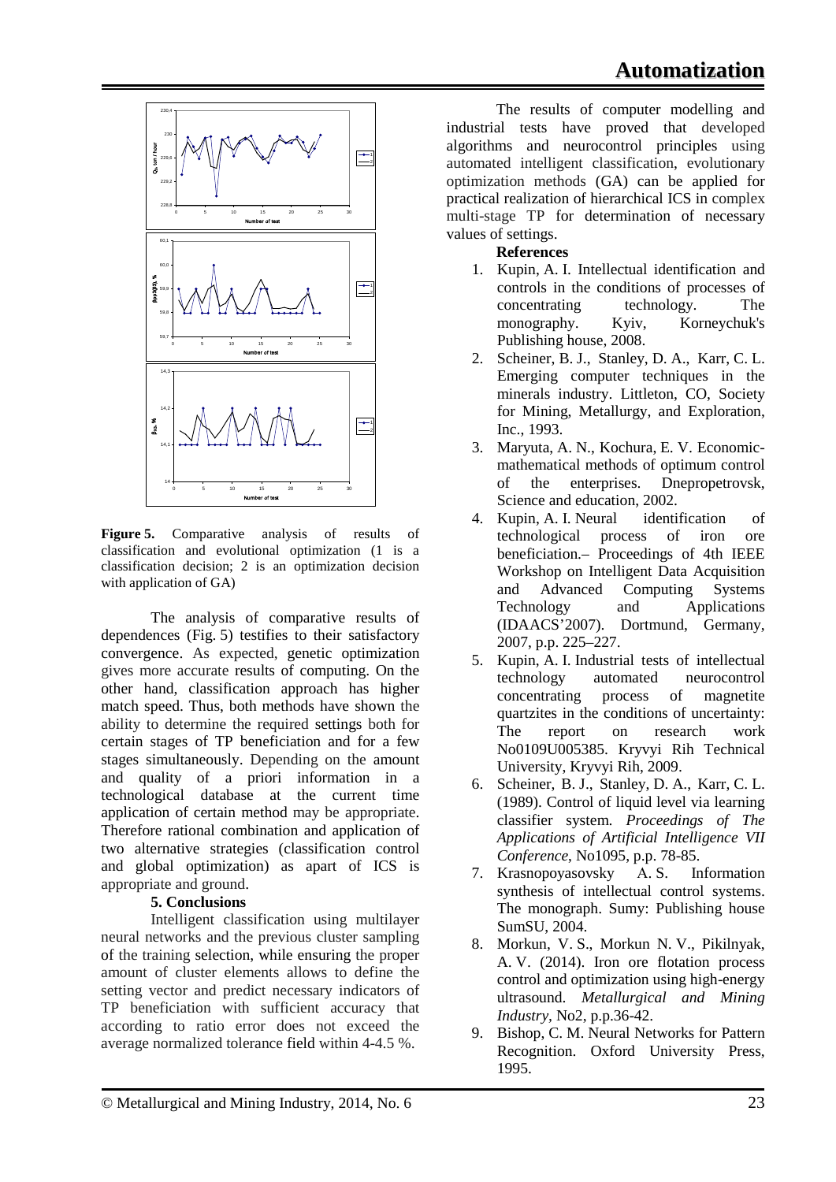Figure 5. Comparative analysis of results of classification and evolutional optimization (1 is a classification decision; 2 is an optimization decision with application of GA)

The analysis of comparative results of dependences (Fig. 5) testifies to their satisfactory convergence. As expected, genetic optimization gives more accurate results of computing. On the other hand, classification approach has higher match speed. Thus, both methods have shown the ability to determine the required settings both for certain stages of TP beneficiation and for a few stages simultaneously. Depending on the amount and quality of a priori information in a technological database at the current time application of certain method may be appropriate. Therefore rational combination and application of two alternative strategies (classification control and global optimization) as apart of ICS is appropriate and ground.

## 5. Conclusions

Intelligent classification using multilayer neural networks and the previous cluster sampling of the training selection, while ensuring the proper amount of cluster elements allows to define the setting vector and predict necessary indicators of TP beneficiation with sufficient accuracy that according to ratio error does not exceed the average normalized tolerance field within 4-4.5 %.

The results of computer modelling and industrial tests have proved that developed algorithms and neurocontrol principles using automated intelligent classification, evolutionary optimization methods (GA) can be applied for practical realization of hierarchical ICS in complex multi-stage TP for determination of necessary values of settings.

## References

1. Kupin, A. I. Intellectual identification and controls in the conditions of processes of concentrating technology. The monography. Kyiv, Korneychuk's Publishing house, 2008.
2. Scheiner, B. J., Stanley, D. A., Karr, C. L. Emerging computer techniques in the minerals industry. Littleton, CO, Society for Mining, Metallurgy, and Exploration, Inc., 1993.
3. Maryuta, A. N., Kochura, E. V. Economic-mathematical methods of optimum control of the enterprises. Dnepropetrovsk, Science and education, 2002.
4. Kupin, A. I. Neural identification of technological process of iron ore beneficiation.– Proceedings of 4th IEEE Workshop on Intelligent Data Acquisition and Advanced Computing Systems Technology and Applications (IDAACS'2007). Dortmund, Germany, 2007, p.p. 225–227.
5. Kupin, A. I. Industrial tests of intellectual technology automated neurocontrol concentrating process of magnetite quartzites in the conditions of uncertainty: The report on research work No0109U005385. Kryvyi Rih Technical University, Kryvyi Rih, 2009.
6. Scheiner, B. J., Stanley, D. A., Karr, C. L. (1989). Control of liquid level via learning classifier system. *Proceedings of The Applications of Artificial Intelligence VII Conference*, No1095, p.p. 78-85.
7. Krasnopoyasovsky A. S. Information synthesis of intellectual control systems. The monograph. Sumy: Publishing house SumSU, 2004.
8. Morkun, V. S., Morkun N. V., Pikilnyak, A. V. (2014). Iron ore flotation process control and optimization using high-energy ultrasound. *Metallurgical and Mining Industry*, No2, p.p.36-42.
9. Bishop, C. M. Neural Networks for Pattern Recognition. Oxford University Press, 1995.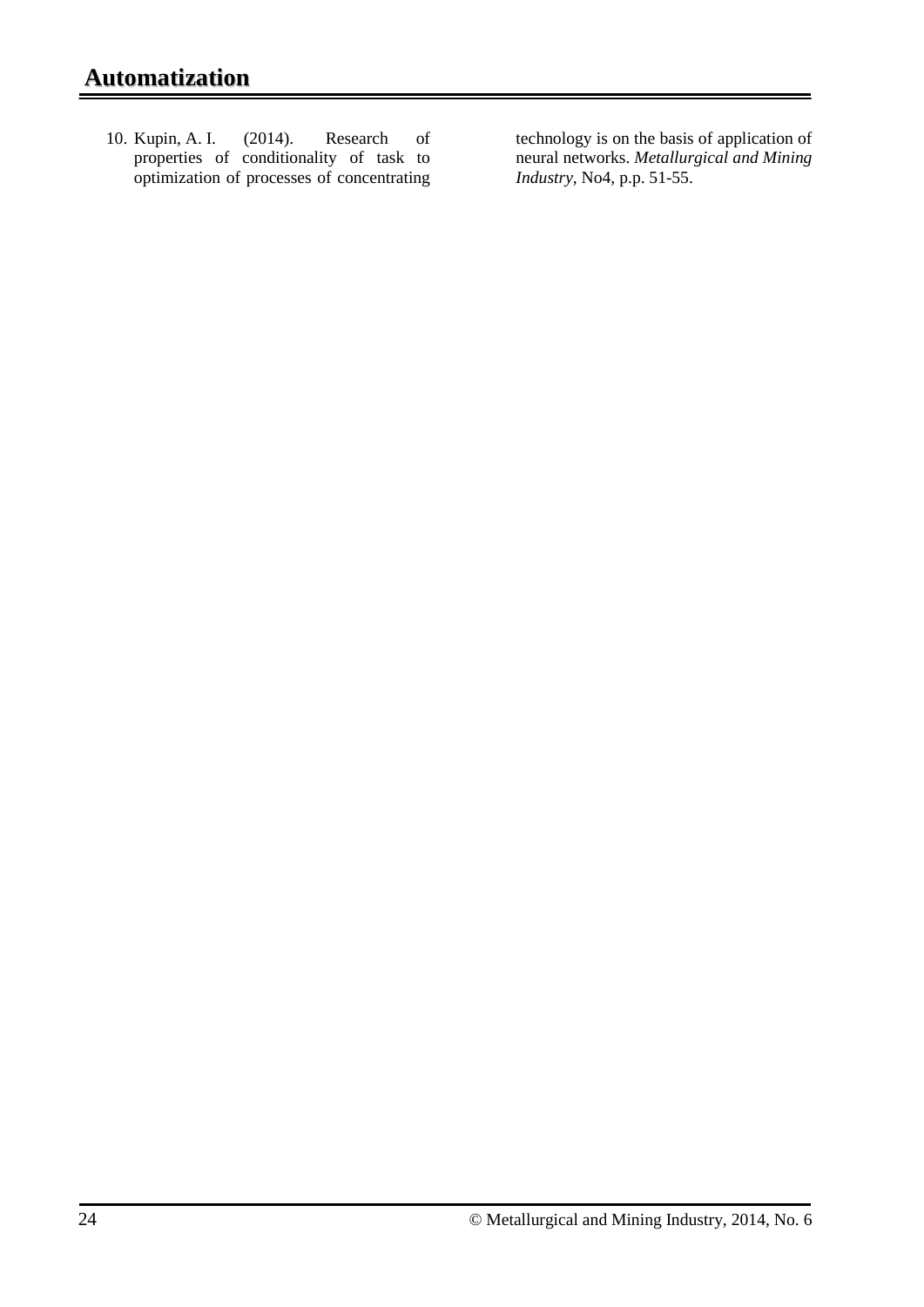10. Kupin, A. I. (2014). Research of properties of conditionality of task to optimization of processes of concentrating technology is on the basis of application of neural networks. *Metallurgical and Mining Industry*, No4, p.p. 51-55.